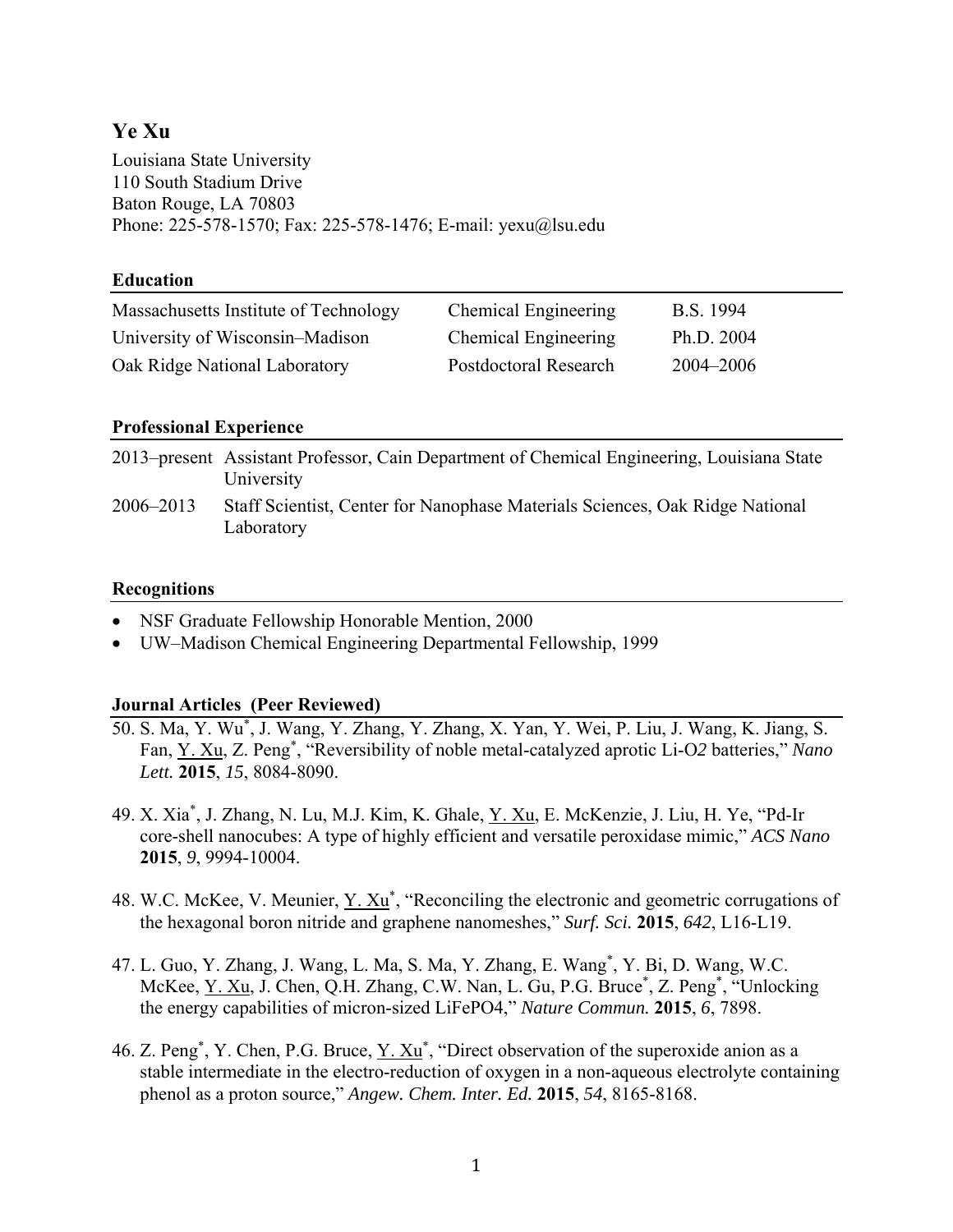# Ye Xu

Louisiana State University
110 South Stadium Drive
Baton Rouge, LA 70803
Phone: 225-578-1570; Fax: 225-578-1476; E-mail: yexu@lsu.edu

## Education

| | | |
|---|---|---|
| Massachusetts Institute of Technology | Chemical Engineering | B.S. 1994 |
| University of Wisconsin–Madison | Chemical Engineering | Ph.D. 2004 |
| Oak Ridge National Laboratory | Postdoctoral Research | 2004–2006 |

## Professional Experience

2013–present Assistant Professor, Cain Department of Chemical Engineering, Louisiana State University

2006–2013 Staff Scientist, Center for Nanophase Materials Sciences, Oak Ridge National Laboratory

## Recognitions

- NSF Graduate Fellowship Honorable Mention, 2000
- UW–Madison Chemical Engineering Departmental Fellowship, 1999

## Journal Articles (Peer Reviewed)

50. S. Ma, Y. Wu*, J. Wang, Y. Zhang, Y. Zhang, X. Yan, Y. Wei, P. Liu, J. Wang, K. Jiang, S. Fan, Y. Xu, Z. Peng*, "Reversibility of noble metal-catalyzed aprotic Li-$O_2$ batteries," *Nano Lett.* **2015**, *15*, 8084-8090.

49. X. Xia*, J. Zhang, N. Lu, M.J. Kim, K. Ghale, Y. Xu, E. McKenzie, J. Liu, H. Ye, "Pd-Ir core-shell nanocubes: A type of highly efficient and versatile peroxidase mimic," *ACS Nano* **2015**, *9*, 9994-10004.

48. W.C. McKee, V. Meunier, Y. Xu*, "Reconciling the electronic and geometric corrugations of the hexagonal boron nitride and graphene nanomeshes," *Surf. Sci.* **2015**, *642*, L16-L19.

47. L. Guo, Y. Zhang, J. Wang, L. Ma, S. Ma, Y. Zhang, E. Wang*, Y. Bi, D. Wang, W.C. McKee, Y. Xu, J. Chen, Q.H. Zhang, C.W. Nan, L. Gu, P.G. Bruce*, Z. Peng*, "Unlocking the energy capabilities of micron-sized $LiFePO_4$," *Nature Commun.* **2015**, *6*, 7898.

46. Z. Peng*, Y. Chen, P.G. Bruce, Y. Xu*, "Direct observation of the superoxide anion as a stable intermediate in the electro-reduction of oxygen in a non-aqueous electrolyte containing phenol as a proton source," *Angew. Chem. Inter. Ed.* **2015**, *54*, 8165-8168.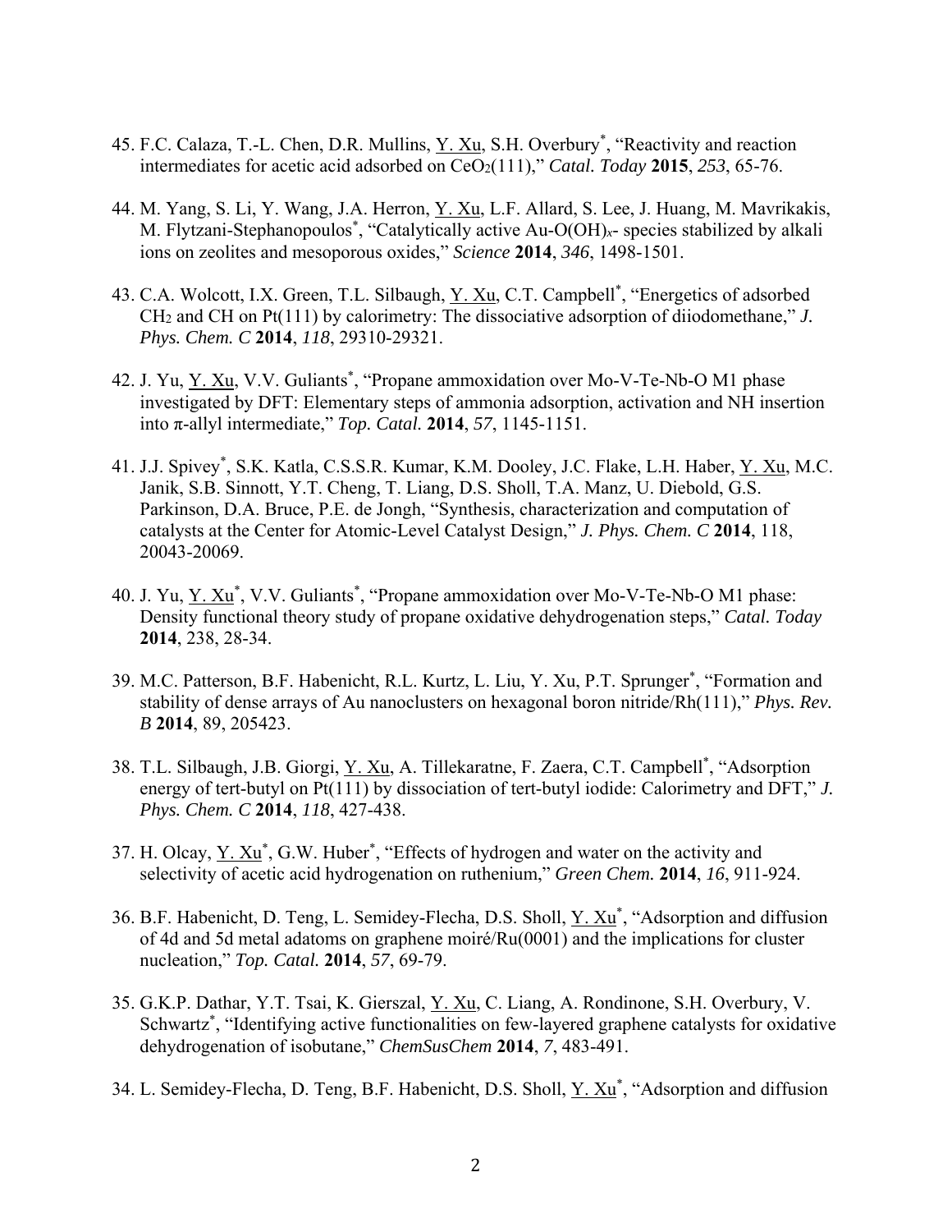45. F.C. Calaza, T.-L. Chen, D.R. Mullins, Y. Xu, S.H. Overbury*, "Reactivity and reaction intermediates for acetic acid adsorbed on $CeO_2$(111)," *Catal. Today* **2015**, *253*, 65-76.

44. M. Yang, S. Li, Y. Wang, J.A. Herron, Y. Xu, L.F. Allard, S. Lee, J. Huang, M. Mavrikakis, M. Flytzani-Stephanopoulos*, "Catalytically active Au-O(OH)$_x$- species stabilized by alkali ions on zeolites and mesoporous oxides," *Science* **2014**, *346*, 1498-1501.

43. C.A. Wolcott, I.X. Green, T.L. Silbaugh, Y. Xu, C.T. Campbell*, "Energetics of adsorbed $CH_2$ and CH on Pt(111) by calorimetry: The dissociative adsorption of diiodomethane," *J. Phys. Chem. C* **2014**, *118*, 29310-29321.

42. J. Yu, Y. Xu, V.V. Guliants*, "Propane ammoxidation over Mo-V-Te-Nb-O M1 phase investigated by DFT: Elementary steps of ammonia adsorption, activation and NH insertion into π-allyl intermediate," *Top. Catal.* **2014**, *57*, 1145-1151.

41. J.J. Spivey*, S.K. Katla, C.S.S.R. Kumar, K.M. Dooley, J.C. Flake, L.H. Haber, Y. Xu, M.C. Janik, S.B. Sinnott, Y.T. Cheng, T. Liang, D.S. Sholl, T.A. Manz, U. Diebold, G.S. Parkinson, D.A. Bruce, P.E. de Jongh, "Synthesis, characterization and computation of catalysts at the Center for Atomic-Level Catalyst Design," *J. Phys. Chem. C* **2014**, 118, 20043-20069.

40. J. Yu, Y. Xu*, V.V. Guliants*, "Propane ammoxidation over Mo-V-Te-Nb-O M1 phase: Density functional theory study of propane oxidative dehydrogenation steps," *Catal. Today* **2014**, 238, 28-34.

39. M.C. Patterson, B.F. Habenicht, R.L. Kurtz, L. Liu, Y. Xu, P.T. Sprunger*, "Formation and stability of dense arrays of Au nanoclusters on hexagonal boron nitride/Rh(111)," *Phys. Rev. B* **2014**, 89, 205423.

38. T.L. Silbaugh, J.B. Giorgi, Y. Xu, A. Tillekaratne, F. Zaera, C.T. Campbell*, "Adsorption energy of tert-butyl on Pt(111) by dissociation of tert-butyl iodide: Calorimetry and DFT," *J. Phys. Chem. C* **2014**, *118*, 427-438.

37. H. Olcay, Y. Xu*, G.W. Huber*, "Effects of hydrogen and water on the activity and selectivity of acetic acid hydrogenation on ruthenium," *Green Chem.* **2014**, *16*, 911-924.

36. B.F. Habenicht, D. Teng, L. Semidey-Flecha, D.S. Sholl, Y. Xu*, "Adsorption and diffusion of 4d and 5d metal adatoms on graphene moiré/Ru(0001) and the implications for cluster nucleation," *Top. Catal.* **2014**, *57*, 69-79.

35. G.K.P. Dathar, Y.T. Tsai, K. Gierszal, Y. Xu, C. Liang, A. Rondinone, S.H. Overbury, V. Schwartz*, "Identifying active functionalities on few-layered graphene catalysts for oxidative dehydrogenation of isobutane," *ChemSusChem* **2014**, *7*, 483-491.

34. L. Semidey-Flecha, D. Teng, B.F. Habenicht, D.S. Sholl, Y. Xu*, "Adsorption and diffusion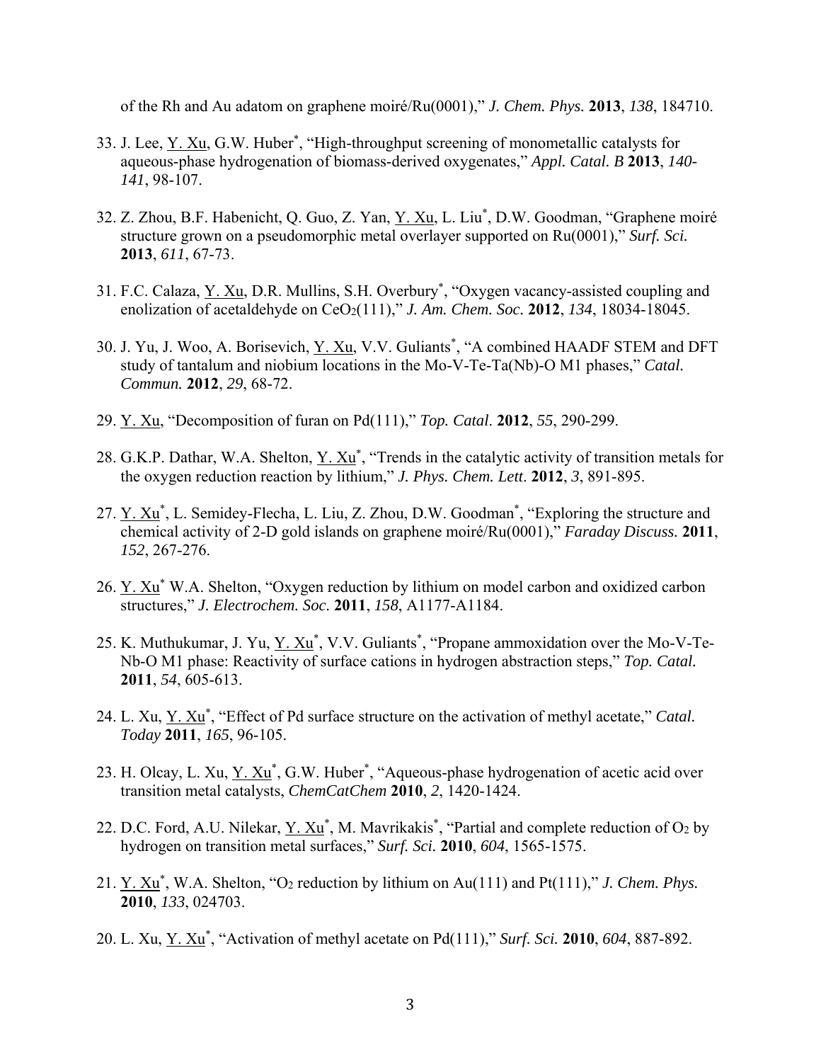of the Rh and Au adatom on graphene moiré/Ru(0001)," *J. Chem. Phys.* **2013**, *138*, 184710.

33. J. Lee, Y. Xu, G.W. Huber*, "High-throughput screening of monometallic catalysts for aqueous-phase hydrogenation of biomass-derived oxygenates," *Appl. Catal. B* **2013**, *140-141*, 98-107.

32. Z. Zhou, B.F. Habenicht, Q. Guo, Z. Yan, Y. Xu, L. Liu*, D.W. Goodman, "Graphene moiré structure grown on a pseudomorphic metal overlayer supported on Ru(0001)," *Surf. Sci.* **2013**, *611*, 67-73.

31. F.C. Calaza, Y. Xu, D.R. Mullins, S.H. Overbury*, "Oxygen vacancy-assisted coupling and enolization of acetaldehyde on $CeO_2$(111)," *J. Am. Chem. Soc.* **2012**, *134*, 18034-18045.

30. J. Yu, J. Woo, A. Borisevich, Y. Xu, V.V. Guliants*, "A combined HAADF STEM and DFT study of tantalum and niobium locations in the Mo-V-Te-Ta(Nb)-O M1 phases," *Catal. Commun.* **2012**, *29*, 68-72.

29. Y. Xu, "Decomposition of furan on Pd(111)," *Top. Catal.* **2012**, *55*, 290-299.

28. G.K.P. Dathar, W.A. Shelton, Y. Xu*, "Trends in the catalytic activity of transition metals for the oxygen reduction reaction by lithium," *J. Phys. Chem. Lett.* **2012**, *3*, 891-895.

27. Y. Xu*, L. Semidey-Flecha, L. Liu, Z. Zhou, D.W. Goodman*, "Exploring the structure and chemical activity of 2-D gold islands on graphene moiré/Ru(0001)," *Faraday Discuss.* **2011**, *152*, 267-276.

26. Y. Xu* W.A. Shelton, "Oxygen reduction by lithium on model carbon and oxidized carbon structures," *J. Electrochem. Soc.* **2011**, *158*, A1177-A1184.

25. K. Muthukumar, J. Yu, Y. Xu*, V.V. Guliants*, "Propane ammoxidation over the Mo-V-Te-Nb-O M1 phase: Reactivity of surface cations in hydrogen abstraction steps," *Top. Catal.* **2011**, *54*, 605-613.

24. L. Xu, Y. Xu*, "Effect of Pd surface structure on the activation of methyl acetate," *Catal. Today* **2011**, *165*, 96-105.

23. H. Olcay, L. Xu, Y. Xu*, G.W. Huber*, "Aqueous-phase hydrogenation of acetic acid over transition metal catalysts, *ChemCatChem* **2010**, *2*, 1420-1424.

22. D.C. Ford, A.U. Nilekar, Y. Xu*, M. Mavrikakis*, "Partial and complete reduction of $O_2$ by hydrogen on transition metal surfaces," *Surf. Sci.* **2010**, *604*, 1565-1575.

21. Y. Xu*, W.A. Shelton, "$O_2$ reduction by lithium on Au(111) and Pt(111)," *J. Chem. Phys.* **2010**, *133*, 024703.

20. L. Xu, Y. Xu*, "Activation of methyl acetate on Pd(111)," *Surf. Sci.* **2010**, *604*, 887-892.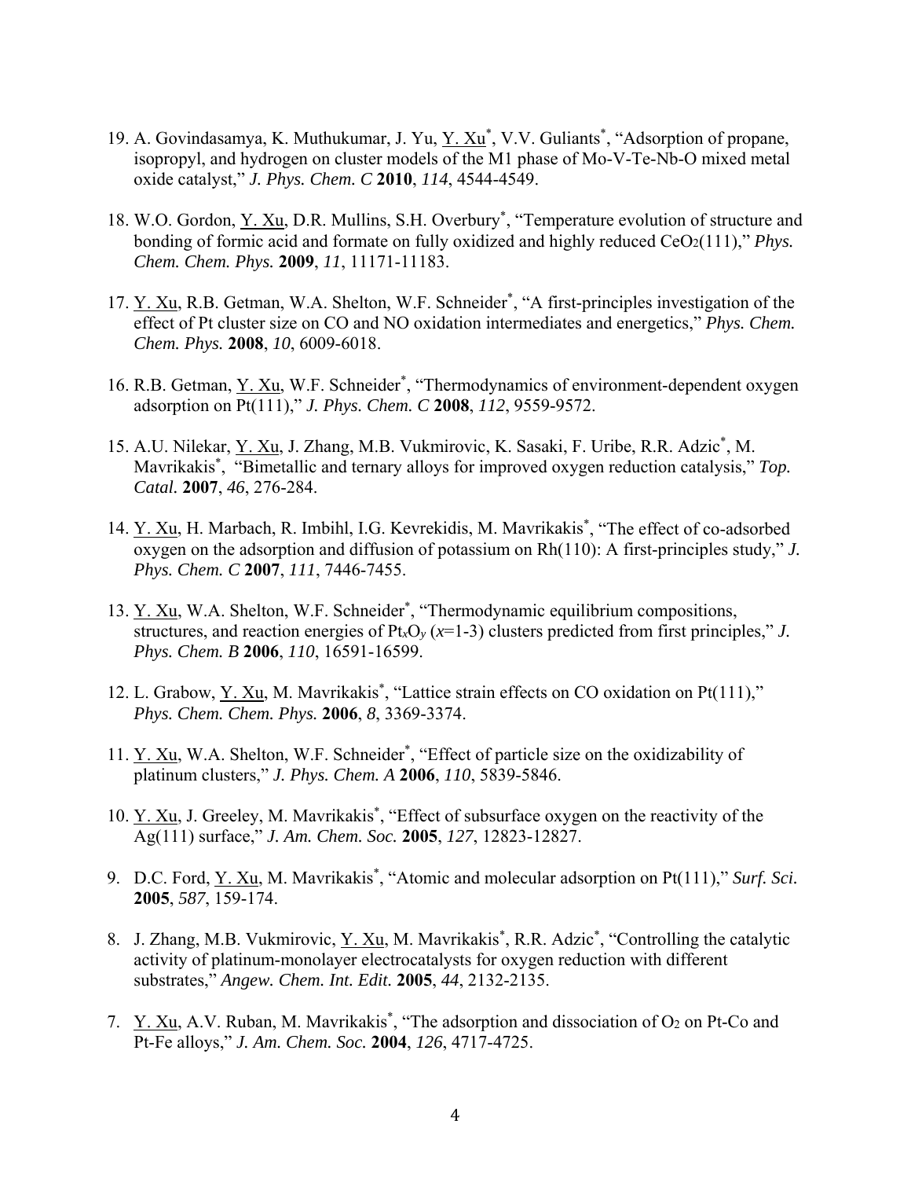19. A. Govindasamya, K. Muthukumar, J. Yu, Y. Xu*, V.V. Guliants*, "Adsorption of propane, isopropyl, and hydrogen on cluster models of the M1 phase of Mo-V-Te-Nb-O mixed metal oxide catalyst," *J. Phys. Chem. C* **2010**, *114*, 4544-4549.

18. W.O. Gordon, Y. Xu, D.R. Mullins, S.H. Overbury*, "Temperature evolution of structure and bonding of formic acid and formate on fully oxidized and highly reduced $CeO_2$(111)," *Phys. Chem. Chem. Phys.* **2009**, *11*, 11171-11183.

17. Y. Xu, R.B. Getman, W.A. Shelton, W.F. Schneider*, "A first-principles investigation of the effect of Pt cluster size on CO and NO oxidation intermediates and energetics," *Phys. Chem. Chem. Phys.* **2008**, *10*, 6009-6018.

16. R.B. Getman, Y. Xu, W.F. Schneider*, "Thermodynamics of environment-dependent oxygen adsorption on Pt(111)," *J. Phys. Chem. C* **2008**, *112*, 9559-9572.

15. A.U. Nilekar, Y. Xu, J. Zhang, M.B. Vukmirovic, K. Sasaki, F. Uribe, R.R. Adzic*, M. Mavrikakis*, "Bimetallic and ternary alloys for improved oxygen reduction catalysis," *Top. Catal.* **2007**, *46*, 276-284.

14. Y. Xu, H. Marbach, R. Imbihl, I.G. Kevrekidis, M. Mavrikakis*, "The effect of co-adsorbed oxygen on the adsorption and diffusion of potassium on Rh(110): A first-principles study," *J. Phys. Chem. C* **2007**, *111*, 7446-7455.

13. Y. Xu, W.A. Shelton, W.F. Schneider*, "Thermodynamic equilibrium compositions, structures, and reaction energies of $Pt_xO_y$ ($x$=1-3) clusters predicted from first principles," *J. Phys. Chem. B* **2006**, *110*, 16591-16599.

12. L. Grabow, Y. Xu, M. Mavrikakis*, "Lattice strain effects on CO oxidation on Pt(111)," *Phys. Chem. Chem. Phys.* **2006**, *8*, 3369-3374.

11. Y. Xu, W.A. Shelton, W.F. Schneider*, "Effect of particle size on the oxidizability of platinum clusters," *J. Phys. Chem. A* **2006**, *110*, 5839-5846.

10. Y. Xu, J. Greeley, M. Mavrikakis*, "Effect of subsurface oxygen on the reactivity of the Ag(111) surface," *J. Am. Chem. Soc.* **2005**, *127*, 12823-12827.

9. D.C. Ford, Y. Xu, M. Mavrikakis*, "Atomic and molecular adsorption on Pt(111)," *Surf. Sci.* **2005**, *587*, 159-174.

8. J. Zhang, M.B. Vukmirovic, Y. Xu, M. Mavrikakis*, R.R. Adzic*, "Controlling the catalytic activity of platinum-monolayer electrocatalysts for oxygen reduction with different substrates," *Angew. Chem. Int. Edit.* **2005**, *44*, 2132-2135.

7. Y. Xu, A.V. Ruban, M. Mavrikakis*, "The adsorption and dissociation of $O_2$ on Pt-Co and Pt-Fe alloys," *J. Am. Chem. Soc.* **2004**, *126*, 4717-4725.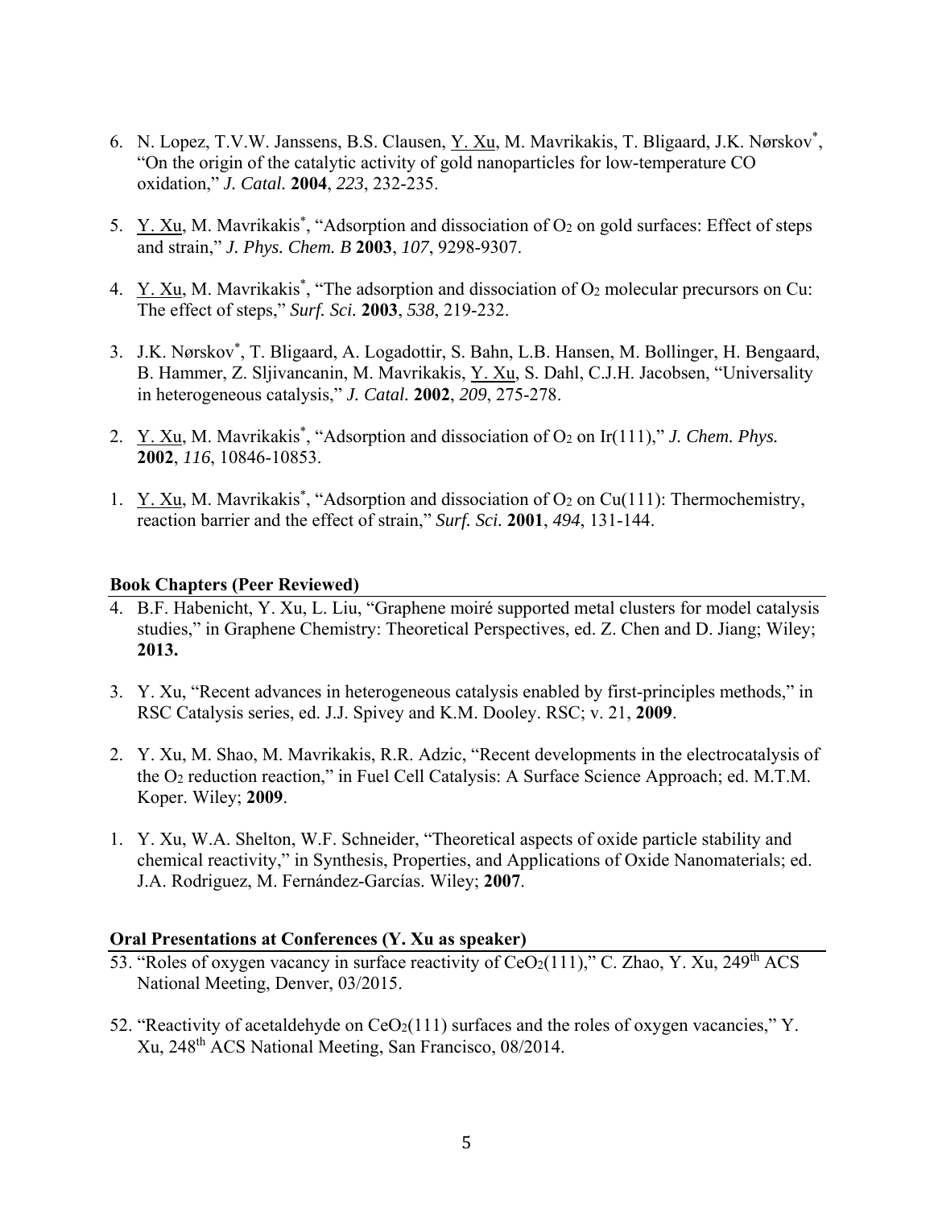6. N. Lopez, T.V.W. Janssens, B.S. Clausen, Y. Xu, M. Mavrikakis, T. Bligaard, J.K. Nørskov*, "On the origin of the catalytic activity of gold nanoparticles for low-temperature CO oxidation," *J. Catal.* **2004**, *223*, 232-235.

5. Y. Xu, M. Mavrikakis*, "Adsorption and dissociation of $O_2$ on gold surfaces: Effect of steps and strain," *J. Phys. Chem. B* **2003**, *107*, 9298-9307.

4. Y. Xu, M. Mavrikakis*, "The adsorption and dissociation of $O_2$ molecular precursors on Cu: The effect of steps," *Surf. Sci.* **2003**, *538*, 219-232.

3. J.K. Nørskov*, T. Bligaard, A. Logadottir, S. Bahn, L.B. Hansen, M. Bollinger, H. Bengaard, B. Hammer, Z. Sljivancanin, M. Mavrikakis, Y. Xu, S. Dahl, C.J.H. Jacobsen, "Universality in heterogeneous catalysis," *J. Catal.* **2002**, *209*, 275-278.

2. Y. Xu, M. Mavrikakis*, "Adsorption and dissociation of $O_2$ on Ir(111)," *J. Chem. Phys.* **2002**, *116*, 10846-10853.

1. Y. Xu, M. Mavrikakis*, "Adsorption and dissociation of $O_2$ on Cu(111): Thermochemistry, reaction barrier and the effect of strain," *Surf. Sci.* **2001**, *494*, 131-144.

**Book Chapters (Peer Reviewed)**

4. B.F. Habenicht, Y. Xu, L. Liu, "Graphene moiré supported metal clusters for model catalysis studies," in Graphene Chemistry: Theoretical Perspectives, ed. Z. Chen and D. Jiang; Wiley; **2013.**

3. Y. Xu, "Recent advances in heterogeneous catalysis enabled by first-principles methods," in RSC Catalysis series, ed. J.J. Spivey and K.M. Dooley. RSC; v. 21, **2009**.

2. Y. Xu, M. Shao, M. Mavrikakis, R.R. Adzic, "Recent developments in the electrocatalysis of the $O_2$ reduction reaction," in Fuel Cell Catalysis: A Surface Science Approach; ed. M.T.M. Koper. Wiley; **2009**.

1. Y. Xu, W.A. Shelton, W.F. Schneider, "Theoretical aspects of oxide particle stability and chemical reactivity," in Synthesis, Properties, and Applications of Oxide Nanomaterials; ed. J.A. Rodriguez, M. Fernández-Garcías. Wiley; **2007**.

**Oral Presentations at Conferences (Y. Xu as speaker)**

53. "Roles of oxygen vacancy in surface reactivity of $CeO_2$(111)," C. Zhao, Y. Xu, 249th ACS National Meeting, Denver, 03/2015.

52. "Reactivity of acetaldehyde on $CeO_2$(111) surfaces and the roles of oxygen vacancies," Y. Xu, 248th ACS National Meeting, San Francisco, 08/2014.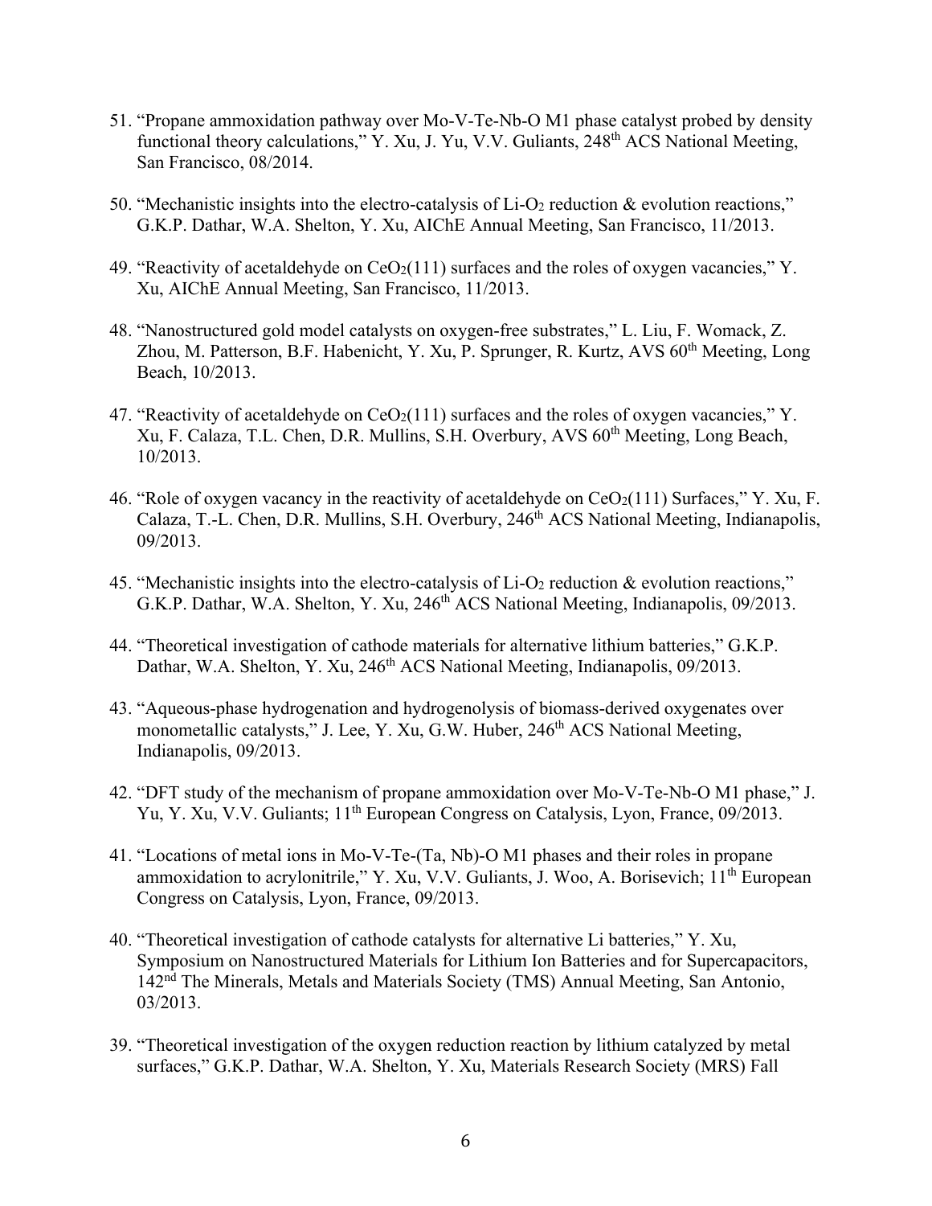51. "Propane ammoxidation pathway over Mo-V-Te-Nb-O M1 phase catalyst probed by density functional theory calculations," Y. Xu, J. Yu, V.V. Guliants, 248th ACS National Meeting, San Francisco, 08/2014.

50. "Mechanistic insights into the electro-catalysis of Li-$O_2$ reduction & evolution reactions," G.K.P. Dathar, W.A. Shelton, Y. Xu, AIChE Annual Meeting, San Francisco, 11/2013.

49. "Reactivity of acetaldehyde on $CeO_2$(111) surfaces and the roles of oxygen vacancies," Y. Xu, AIChE Annual Meeting, San Francisco, 11/2013.

48. "Nanostructured gold model catalysts on oxygen-free substrates," L. Liu, F. Womack, Z. Zhou, M. Patterson, B.F. Habenicht, Y. Xu, P. Sprunger, R. Kurtz, AVS 60th Meeting, Long Beach, 10/2013.

47. "Reactivity of acetaldehyde on $CeO_2$(111) surfaces and the roles of oxygen vacancies," Y. Xu, F. Calaza, T.L. Chen, D.R. Mullins, S.H. Overbury, AVS 60th Meeting, Long Beach, 10/2013.

46. "Role of oxygen vacancy in the reactivity of acetaldehyde on $CeO_2$(111) Surfaces," Y. Xu, F. Calaza, T.-L. Chen, D.R. Mullins, S.H. Overbury, 246th ACS National Meeting, Indianapolis, 09/2013.

45. "Mechanistic insights into the electro-catalysis of Li-$O_2$ reduction & evolution reactions," G.K.P. Dathar, W.A. Shelton, Y. Xu, 246th ACS National Meeting, Indianapolis, 09/2013.

44. "Theoretical investigation of cathode materials for alternative lithium batteries," G.K.P. Dathar, W.A. Shelton, Y. Xu, 246th ACS National Meeting, Indianapolis, 09/2013.

43. "Aqueous-phase hydrogenation and hydrogenolysis of biomass-derived oxygenates over monometallic catalysts," J. Lee, Y. Xu, G.W. Huber, 246th ACS National Meeting, Indianapolis, 09/2013.

42. "DFT study of the mechanism of propane ammoxidation over Mo-V-Te-Nb-O M1 phase," J. Yu, Y. Xu, V.V. Guliants; 11th European Congress on Catalysis, Lyon, France, 09/2013.

41. "Locations of metal ions in Mo-V-Te-(Ta, Nb)-O M1 phases and their roles in propane ammoxidation to acrylonitrile," Y. Xu, V.V. Guliants, J. Woo, A. Borisevich; 11th European Congress on Catalysis, Lyon, France, 09/2013.

40. "Theoretical investigation of cathode catalysts for alternative Li batteries," Y. Xu, Symposium on Nanostructured Materials for Lithium Ion Batteries and for Supercapacitors, 142nd The Minerals, Metals and Materials Society (TMS) Annual Meeting, San Antonio, 03/2013.

39. "Theoretical investigation of the oxygen reduction reaction by lithium catalyzed by metal surfaces," G.K.P. Dathar, W.A. Shelton, Y. Xu, Materials Research Society (MRS) Fall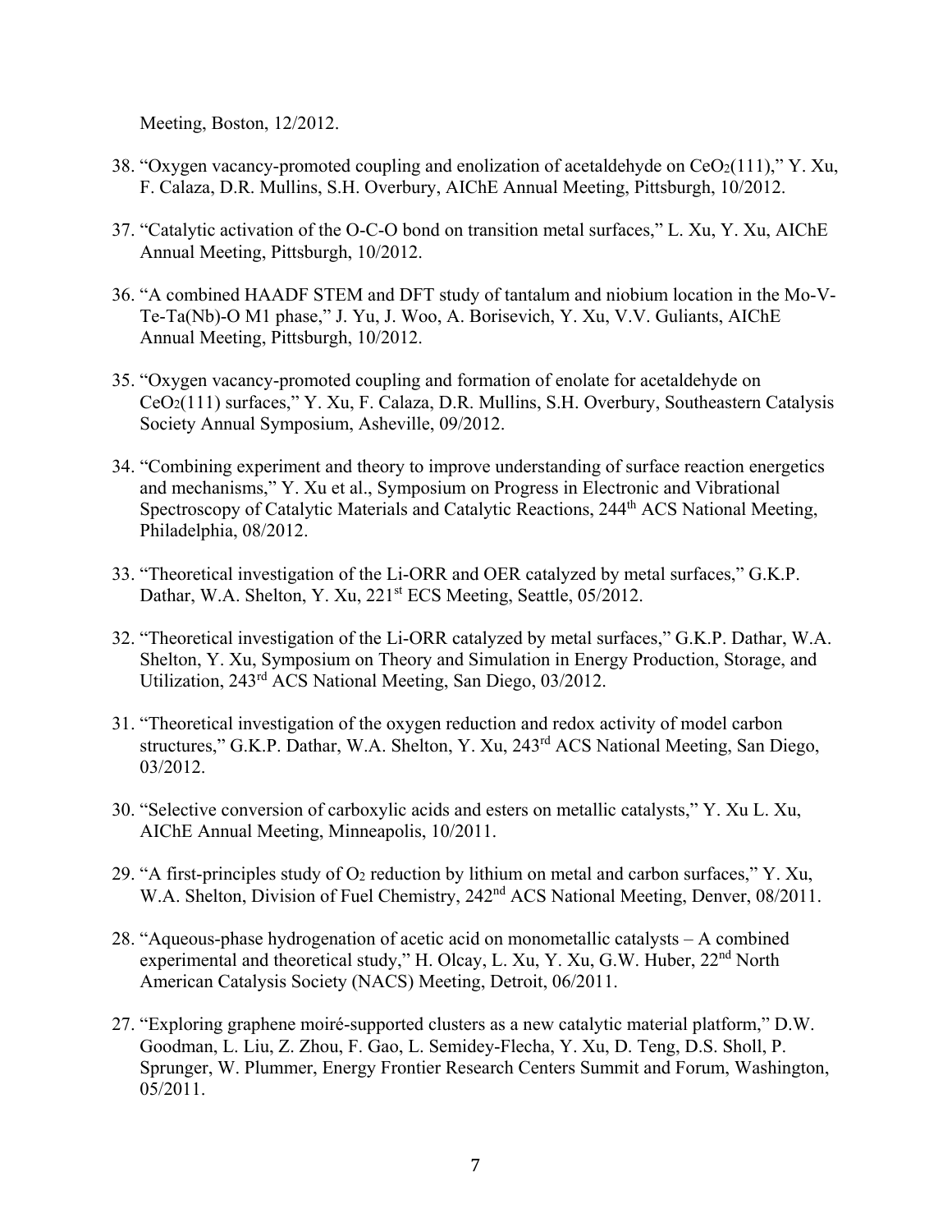Meeting, Boston, 12/2012.

38. "Oxygen vacancy-promoted coupling and enolization of acetaldehyde on $CeO_2$(111)," Y. Xu, F. Calaza, D.R. Mullins, S.H. Overbury, AIChE Annual Meeting, Pittsburgh, 10/2012.

37. "Catalytic activation of the O-C-O bond on transition metal surfaces," L. Xu, Y. Xu, AIChE Annual Meeting, Pittsburgh, 10/2012.

36. "A combined HAADF STEM and DFT study of tantalum and niobium location in the Mo-V-Te-Ta(Nb)-O M1 phase," J. Yu, J. Woo, A. Borisevich, Y. Xu, V.V. Guliants, AIChE Annual Meeting, Pittsburgh, 10/2012.

35. "Oxygen vacancy-promoted coupling and formation of enolate for acetaldehyde on $CeO_2$(111) surfaces," Y. Xu, F. Calaza, D.R. Mullins, S.H. Overbury, Southeastern Catalysis Society Annual Symposium, Asheville, 09/2012.

34. "Combining experiment and theory to improve understanding of surface reaction energetics and mechanisms," Y. Xu et al., Symposium on Progress in Electronic and Vibrational Spectroscopy of Catalytic Materials and Catalytic Reactions, 244th ACS National Meeting, Philadelphia, 08/2012.

33. "Theoretical investigation of the Li-ORR and OER catalyzed by metal surfaces," G.K.P. Dathar, W.A. Shelton, Y. Xu, 221st ECS Meeting, Seattle, 05/2012.

32. "Theoretical investigation of the Li-ORR catalyzed by metal surfaces," G.K.P. Dathar, W.A. Shelton, Y. Xu, Symposium on Theory and Simulation in Energy Production, Storage, and Utilization, 243rd ACS National Meeting, San Diego, 03/2012.

31. "Theoretical investigation of the oxygen reduction and redox activity of model carbon structures," G.K.P. Dathar, W.A. Shelton, Y. Xu, 243rd ACS National Meeting, San Diego, 03/2012.

30. "Selective conversion of carboxylic acids and esters on metallic catalysts," Y. Xu L. Xu, AIChE Annual Meeting, Minneapolis, 10/2011.

29. "A first-principles study of $O_2$ reduction by lithium on metal and carbon surfaces," Y. Xu, W.A. Shelton, Division of Fuel Chemistry, 242nd ACS National Meeting, Denver, 08/2011.

28. "Aqueous-phase hydrogenation of acetic acid on monometallic catalysts – A combined experimental and theoretical study," H. Olcay, L. Xu, Y. Xu, G.W. Huber, 22nd North American Catalysis Society (NACS) Meeting, Detroit, 06/2011.

27. "Exploring graphene moiré-supported clusters as a new catalytic material platform," D.W. Goodman, L. Liu, Z. Zhou, F. Gao, L. Semidey-Flecha, Y. Xu, D. Teng, D.S. Sholl, P. Sprunger, W. Plummer, Energy Frontier Research Centers Summit and Forum, Washington, 05/2011.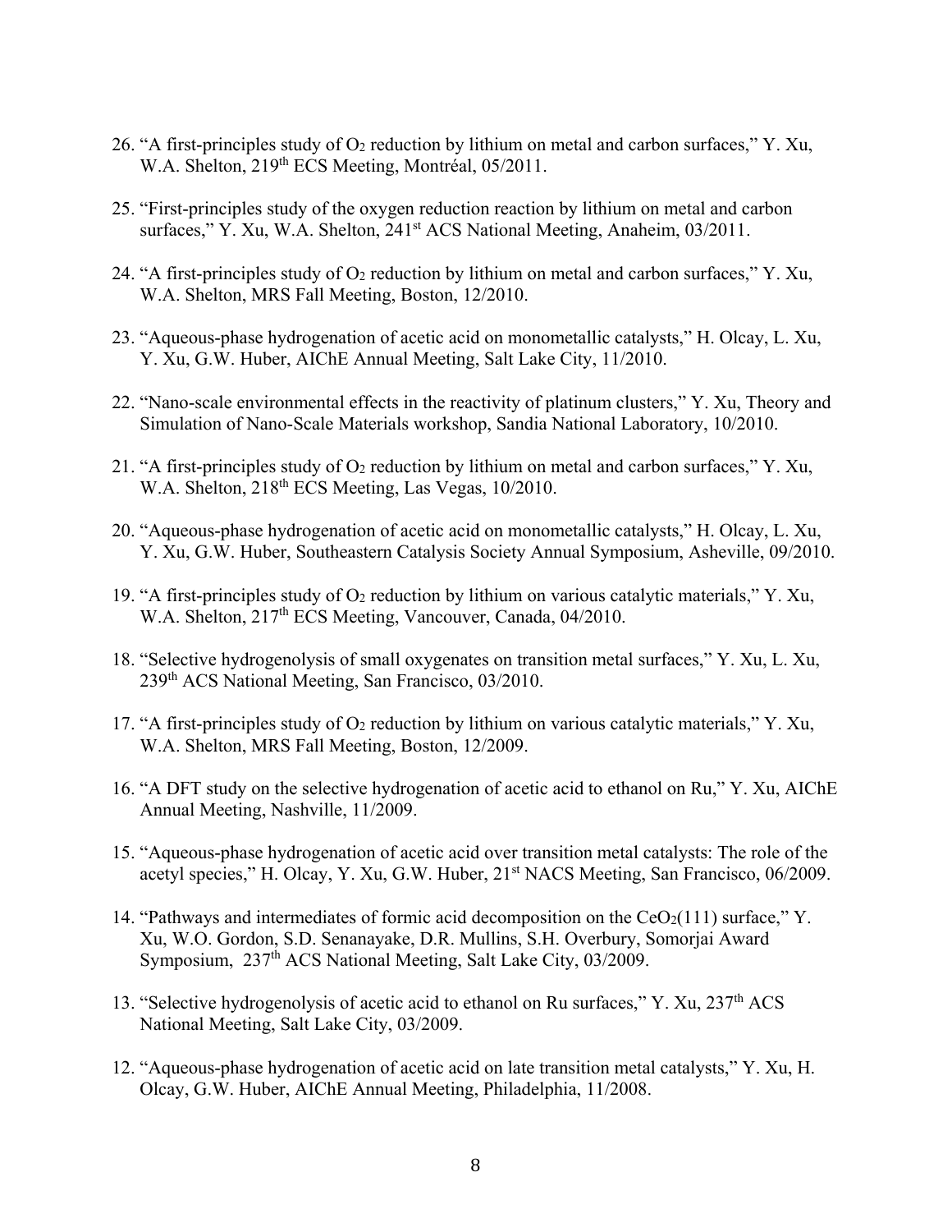26. "A first-principles study of $O_2$ reduction by lithium on metal and carbon surfaces," Y. Xu, W.A. Shelton, 219th ECS Meeting, Montréal, 05/2011.

25. "First-principles study of the oxygen reduction reaction by lithium on metal and carbon surfaces," Y. Xu, W.A. Shelton, 241st ACS National Meeting, Anaheim, 03/2011.

24. "A first-principles study of $O_2$ reduction by lithium on metal and carbon surfaces," Y. Xu, W.A. Shelton, MRS Fall Meeting, Boston, 12/2010.

23. "Aqueous-phase hydrogenation of acetic acid on monometallic catalysts," H. Olcay, L. Xu, Y. Xu, G.W. Huber, AIChE Annual Meeting, Salt Lake City, 11/2010.

22. "Nano-scale environmental effects in the reactivity of platinum clusters," Y. Xu, Theory and Simulation of Nano-Scale Materials workshop, Sandia National Laboratory, 10/2010.

21. "A first-principles study of $O_2$ reduction by lithium on metal and carbon surfaces," Y. Xu, W.A. Shelton, 218th ECS Meeting, Las Vegas, 10/2010.

20. "Aqueous-phase hydrogenation of acetic acid on monometallic catalysts," H. Olcay, L. Xu, Y. Xu, G.W. Huber, Southeastern Catalysis Society Annual Symposium, Asheville, 09/2010.

19. "A first-principles study of $O_2$ reduction by lithium on various catalytic materials," Y. Xu, W.A. Shelton, 217th ECS Meeting, Vancouver, Canada, 04/2010.

18. "Selective hydrogenolysis of small oxygenates on transition metal surfaces," Y. Xu, L. Xu, 239th ACS National Meeting, San Francisco, 03/2010.

17. "A first-principles study of $O_2$ reduction by lithium on various catalytic materials," Y. Xu, W.A. Shelton, MRS Fall Meeting, Boston, 12/2009.

16. "A DFT study on the selective hydrogenation of acetic acid to ethanol on Ru," Y. Xu, AIChE Annual Meeting, Nashville, 11/2009.

15. "Aqueous-phase hydrogenation of acetic acid over transition metal catalysts: The role of the acetyl species," H. Olcay, Y. Xu, G.W. Huber, 21st NACS Meeting, San Francisco, 06/2009.

14. "Pathways and intermediates of formic acid decomposition on the $CeO_2(111)$ surface," Y. Xu, W.O. Gordon, S.D. Senanayake, D.R. Mullins, S.H. Overbury, Somorjai Award Symposium, 237th ACS National Meeting, Salt Lake City, 03/2009.

13. "Selective hydrogenolysis of acetic acid to ethanol on Ru surfaces," Y. Xu, 237th ACS National Meeting, Salt Lake City, 03/2009.

12. "Aqueous-phase hydrogenation of acetic acid on late transition metal catalysts," Y. Xu, H. Olcay, G.W. Huber, AIChE Annual Meeting, Philadelphia, 11/2008.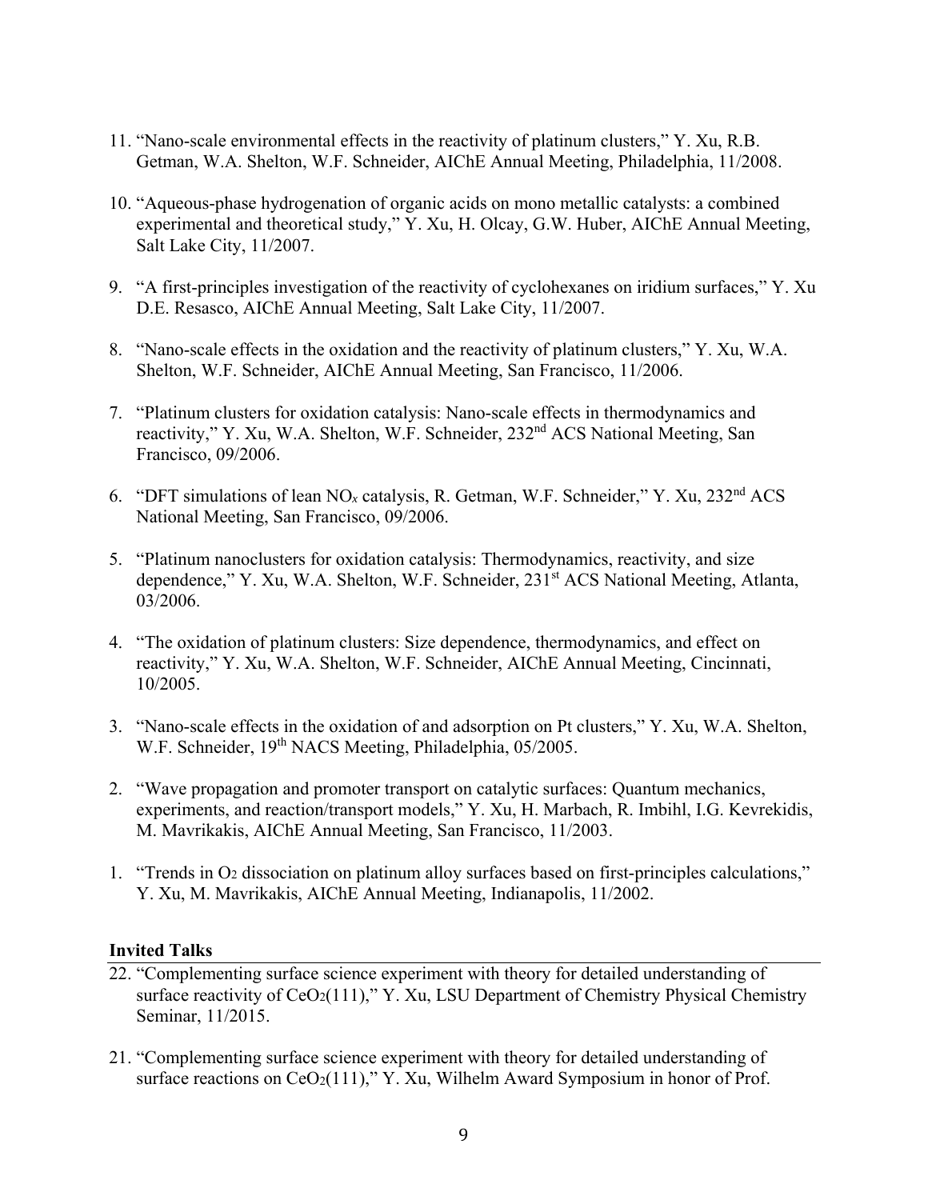11. "Nano-scale environmental effects in the reactivity of platinum clusters," Y. Xu, R.B. Getman, W.A. Shelton, W.F. Schneider, AIChE Annual Meeting, Philadelphia, 11/2008.

10. "Aqueous-phase hydrogenation of organic acids on mono metallic catalysts: a combined experimental and theoretical study," Y. Xu, H. Olcay, G.W. Huber, AIChE Annual Meeting, Salt Lake City, 11/2007.

9. "A first-principles investigation of the reactivity of cyclohexanes on iridium surfaces," Y. Xu D.E. Resasco, AIChE Annual Meeting, Salt Lake City, 11/2007.

8. "Nano-scale effects in the oxidation and the reactivity of platinum clusters," Y. Xu, W.A. Shelton, W.F. Schneider, AIChE Annual Meeting, San Francisco, 11/2006.

7. "Platinum clusters for oxidation catalysis: Nano-scale effects in thermodynamics and reactivity," Y. Xu, W.A. Shelton, W.F. Schneider, 232nd ACS National Meeting, San Francisco, 09/2006.

6. "DFT simulations of lean $NO_x$ catalysis, R. Getman, W.F. Schneider," Y. Xu, 232nd ACS National Meeting, San Francisco, 09/2006.

5. "Platinum nanoclusters for oxidation catalysis: Thermodynamics, reactivity, and size dependence," Y. Xu, W.A. Shelton, W.F. Schneider, 231st ACS National Meeting, Atlanta, 03/2006.

4. "The oxidation of platinum clusters: Size dependence, thermodynamics, and effect on reactivity," Y. Xu, W.A. Shelton, W.F. Schneider, AIChE Annual Meeting, Cincinnati, 10/2005.

3. "Nano-scale effects in the oxidation of and adsorption on Pt clusters," Y. Xu, W.A. Shelton, W.F. Schneider, 19th NACS Meeting, Philadelphia, 05/2005.

2. "Wave propagation and promoter transport on catalytic surfaces: Quantum mechanics, experiments, and reaction/transport models," Y. Xu, H. Marbach, R. Imbihl, I.G. Kevrekidis, M. Mavrikakis, AIChE Annual Meeting, San Francisco, 11/2003.

1. "Trends in $O_2$ dissociation on platinum alloy surfaces based on first-principles calculations," Y. Xu, M. Mavrikakis, AIChE Annual Meeting, Indianapolis, 11/2002.

**Invited Talks**

22. "Complementing surface science experiment with theory for detailed understanding of surface reactivity of $CeO_2(111)$," Y. Xu, LSU Department of Chemistry Physical Chemistry Seminar, 11/2015.

21. "Complementing surface science experiment with theory for detailed understanding of surface reactions on $CeO_2(111)$," Y. Xu, Wilhelm Award Symposium in honor of Prof.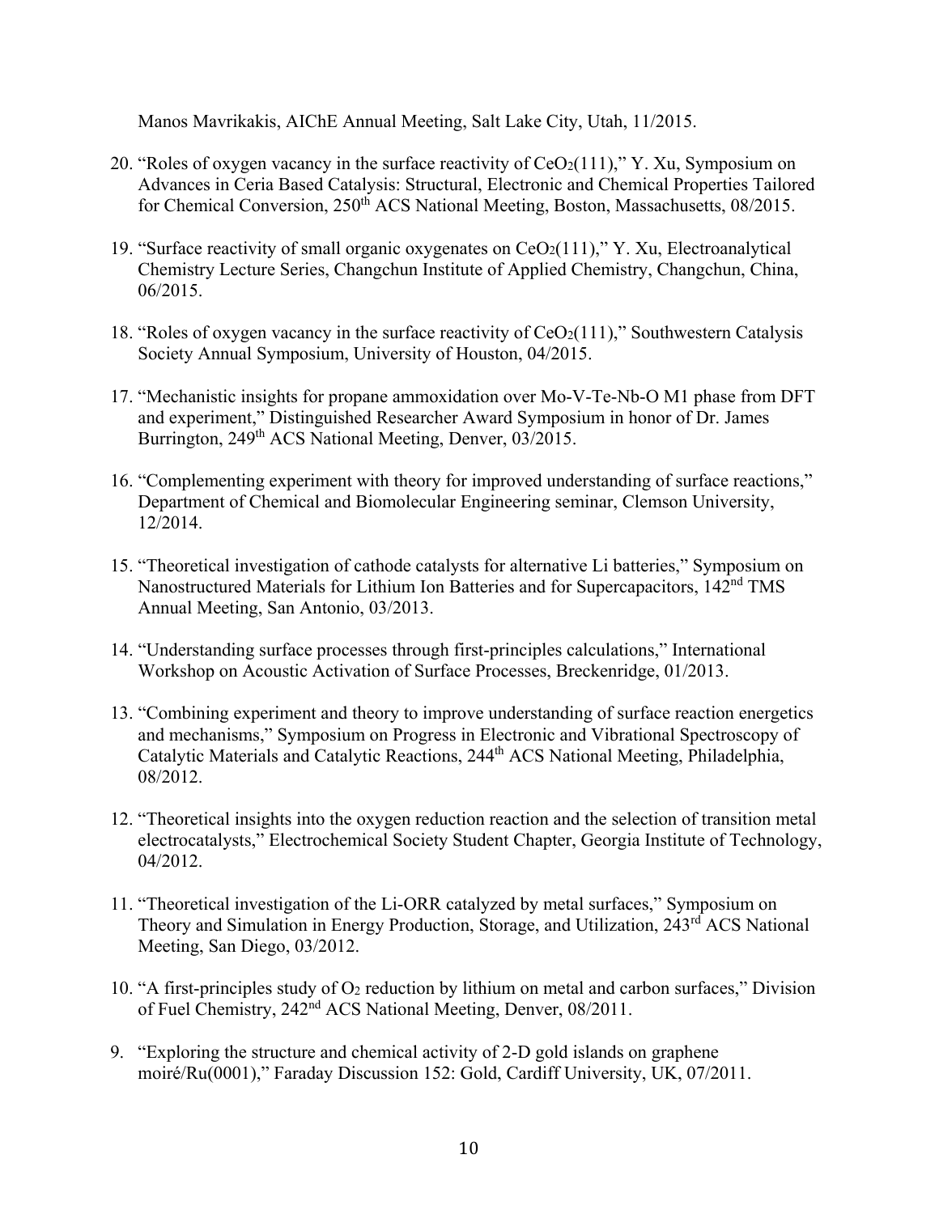Manos Mavrikakis, AIChE Annual Meeting, Salt Lake City, Utah, 11/2015.

20. "Roles of oxygen vacancy in the surface reactivity of $CeO_2(111)$," Y. Xu, Symposium on Advances in Ceria Based Catalysis: Structural, Electronic and Chemical Properties Tailored for Chemical Conversion, 250th ACS National Meeting, Boston, Massachusetts, 08/2015.

19. "Surface reactivity of small organic oxygenates on $CeO_2(111)$," Y. Xu, Electroanalytical Chemistry Lecture Series, Changchun Institute of Applied Chemistry, Changchun, China, 06/2015.

18. "Roles of oxygen vacancy in the surface reactivity of $CeO_2(111)$," Southwestern Catalysis Society Annual Symposium, University of Houston, 04/2015.

17. "Mechanistic insights for propane ammoxidation over Mo-V-Te-Nb-O M1 phase from DFT and experiment," Distinguished Researcher Award Symposium in honor of Dr. James Burrington, 249th ACS National Meeting, Denver, 03/2015.

16. "Complementing experiment with theory for improved understanding of surface reactions," Department of Chemical and Biomolecular Engineering seminar, Clemson University, 12/2014.

15. "Theoretical investigation of cathode catalysts for alternative Li batteries," Symposium on Nanostructured Materials for Lithium Ion Batteries and for Supercapacitors, 142nd TMS Annual Meeting, San Antonio, 03/2013.

14. "Understanding surface processes through first-principles calculations," International Workshop on Acoustic Activation of Surface Processes, Breckenridge, 01/2013.

13. "Combining experiment and theory to improve understanding of surface reaction energetics and mechanisms," Symposium on Progress in Electronic and Vibrational Spectroscopy of Catalytic Materials and Catalytic Reactions, 244th ACS National Meeting, Philadelphia, 08/2012.

12. "Theoretical insights into the oxygen reduction reaction and the selection of transition metal electrocatalysts," Electrochemical Society Student Chapter, Georgia Institute of Technology, 04/2012.

11. "Theoretical investigation of the Li-ORR catalyzed by metal surfaces," Symposium on Theory and Simulation in Energy Production, Storage, and Utilization, 243rd ACS National Meeting, San Diego, 03/2012.

10. "A first-principles study of $O_2$ reduction by lithium on metal and carbon surfaces," Division of Fuel Chemistry, 242nd ACS National Meeting, Denver, 08/2011.

9. "Exploring the structure and chemical activity of 2-D gold islands on graphene moiré/Ru(0001)," Faraday Discussion 152: Gold, Cardiff University, UK, 07/2011.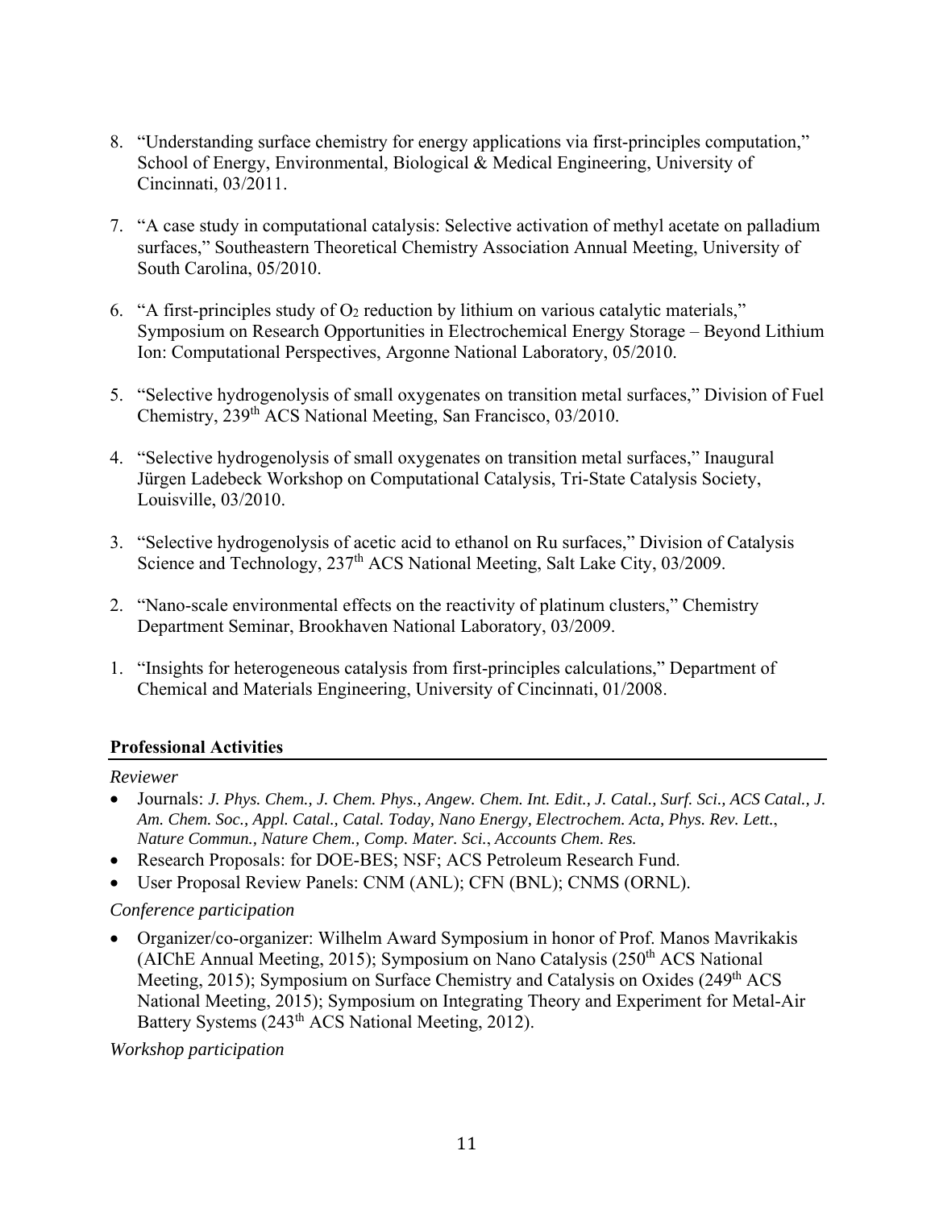8. "Understanding surface chemistry for energy applications via first-principles computation," School of Energy, Environmental, Biological & Medical Engineering, University of Cincinnati, 03/2011.

7. "A case study in computational catalysis: Selective activation of methyl acetate on palladium surfaces," Southeastern Theoretical Chemistry Association Annual Meeting, University of South Carolina, 05/2010.

6. "A first-principles study of $O_2$ reduction by lithium on various catalytic materials," Symposium on Research Opportunities in Electrochemical Energy Storage – Beyond Lithium Ion: Computational Perspectives, Argonne National Laboratory, 05/2010.

5. "Selective hydrogenolysis of small oxygenates on transition metal surfaces," Division of Fuel Chemistry, 239th ACS National Meeting, San Francisco, 03/2010.

4. "Selective hydrogenolysis of small oxygenates on transition metal surfaces," Inaugural Jürgen Ladebeck Workshop on Computational Catalysis, Tri-State Catalysis Society, Louisville, 03/2010.

3. "Selective hydrogenolysis of acetic acid to ethanol on Ru surfaces," Division of Catalysis Science and Technology, 237th ACS National Meeting, Salt Lake City, 03/2009.

2. "Nano-scale environmental effects on the reactivity of platinum clusters," Chemistry Department Seminar, Brookhaven National Laboratory, 03/2009.

1. "Insights for heterogeneous catalysis from first-principles calculations," Department of Chemical and Materials Engineering, University of Cincinnati, 01/2008.

## Professional Activities

*Reviewer*

- Journals: *J. Phys. Chem., J. Chem. Phys., Angew. Chem. Int. Edit., J. Catal., Surf. Sci., ACS Catal., J. Am. Chem. Soc., Appl. Catal., Catal. Today, Nano Energy, Electrochem. Acta, Phys. Rev. Lett., Nature Commun., Nature Chem., Comp. Mater. Sci., Accounts Chem. Res.*
- Research Proposals: for DOE-BES; NSF; ACS Petroleum Research Fund.
- User Proposal Review Panels: CNM (ANL); CFN (BNL); CNMS (ORNL).

*Conference participation*

- Organizer/co-organizer: Wilhelm Award Symposium in honor of Prof. Manos Mavrikakis (AIChE Annual Meeting, 2015); Symposium on Nano Catalysis (250th ACS National Meeting, 2015); Symposium on Surface Chemistry and Catalysis on Oxides (249th ACS National Meeting, 2015); Symposium on Integrating Theory and Experiment for Metal-Air Battery Systems (243th ACS National Meeting, 2012).

*Workshop participation*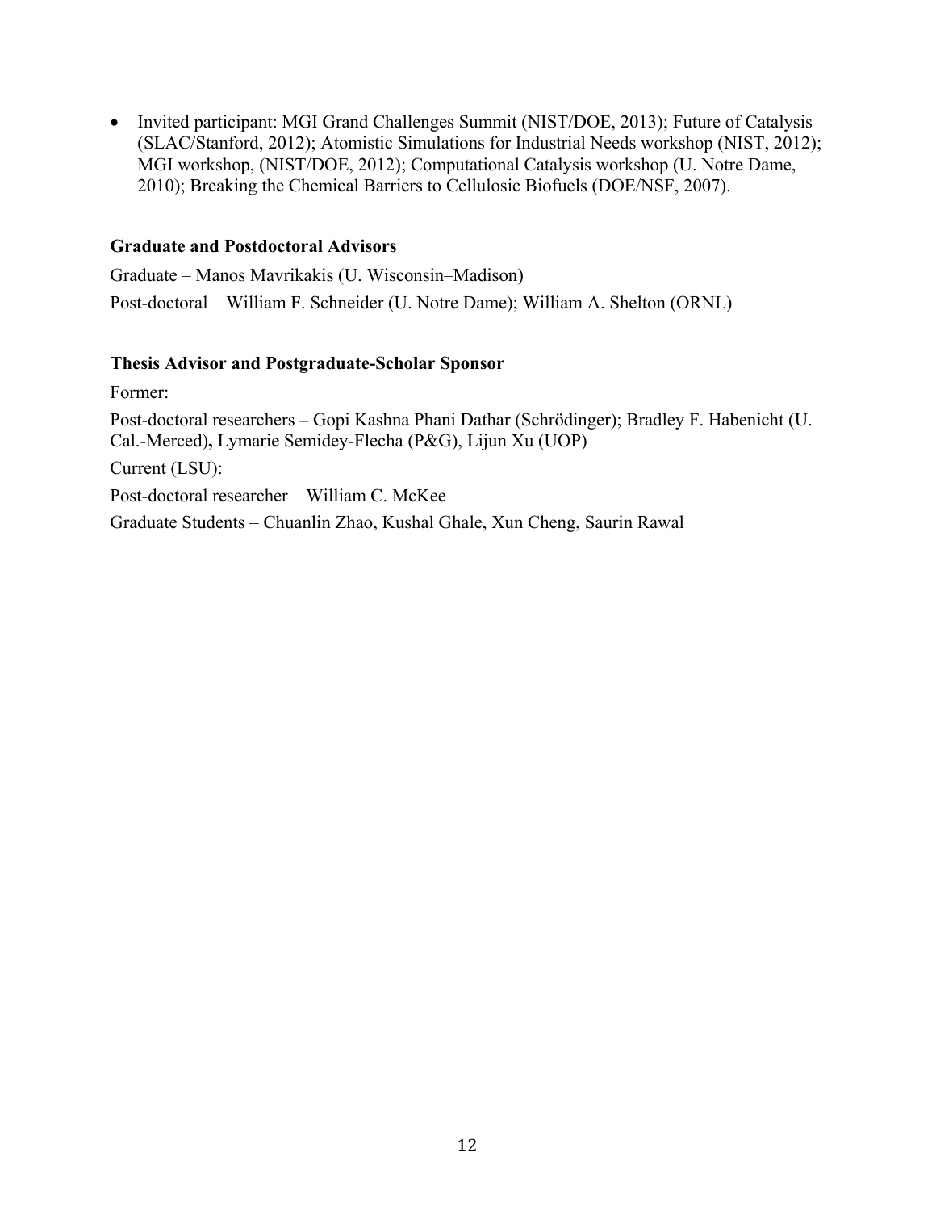- Invited participant: MGI Grand Challenges Summit (NIST/DOE, 2013); Future of Catalysis (SLAC/Stanford, 2012); Atomistic Simulations for Industrial Needs workshop (NIST, 2012); MGI workshop, (NIST/DOE, 2012); Computational Catalysis workshop (U. Notre Dame, 2010); Breaking the Chemical Barriers to Cellulosic Biofuels (DOE/NSF, 2007).

**Graduate and Postdoctoral Advisors**

Graduate – Manos Mavrikakis (U. Wisconsin–Madison)

Post-doctoral – William F. Schneider (U. Notre Dame); William A. Shelton (ORNL)

**Thesis Advisor and Postgraduate-Scholar Sponsor**

Former:

Post-doctoral researchers **–** Gopi Kashna Phani Dathar (Schrödinger); Bradley F. Habenicht (U. Cal.-Merced)**,** Lymarie Semidey-Flecha (P&G), Lijun Xu (UOP)

Current (LSU):

Post-doctoral researcher – William C. McKee

Graduate Students – Chuanlin Zhao, Kushal Ghale, Xun Cheng, Saurin Rawal